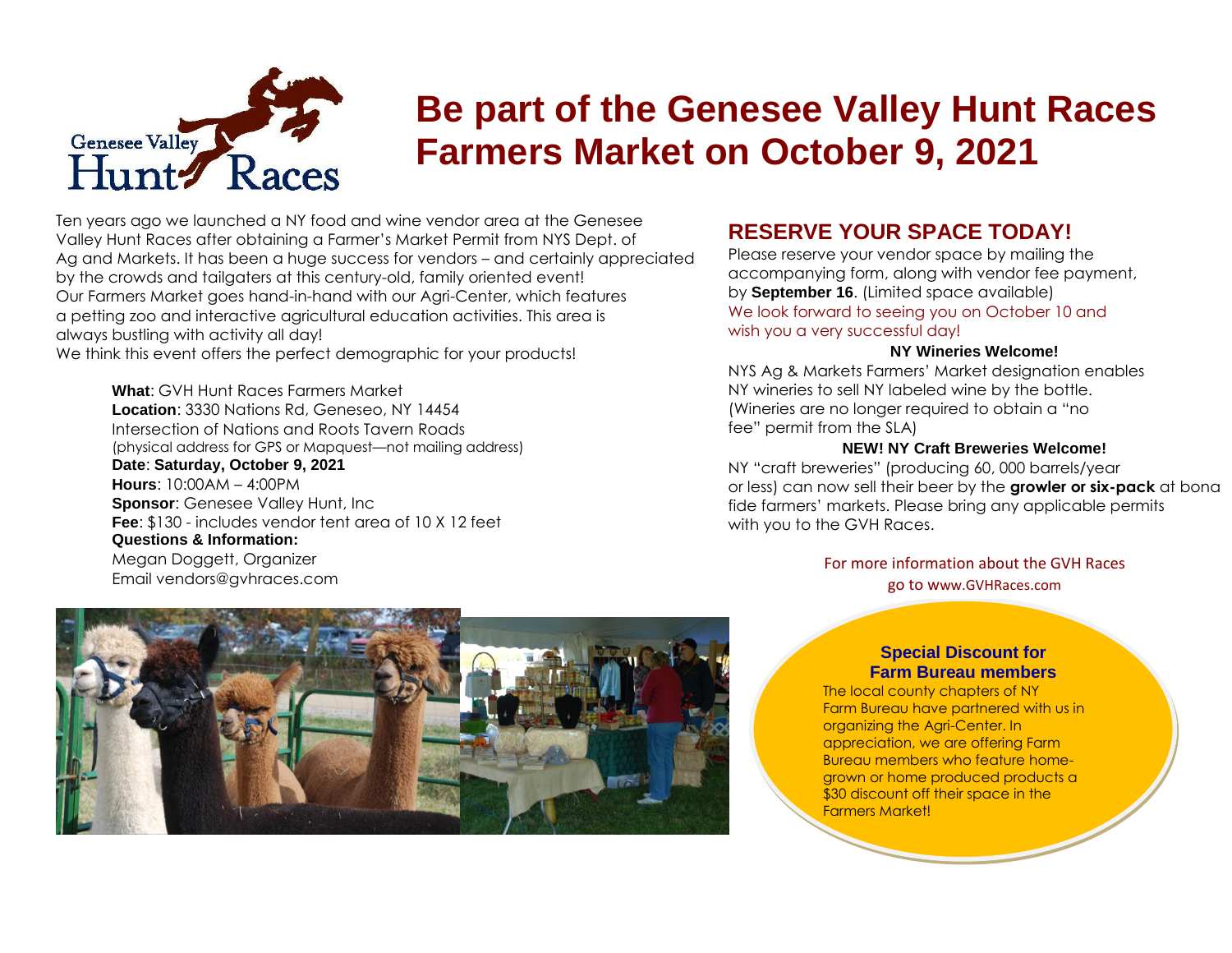Genesee Valley Hunt Races

# Be part of the Genesee Valley Hunt Races Farmers Market on October 9, 2021

Ten years ago we launched a NY food and wine vendor area at the Genesee Valley Hunt Races after obtaining a Farmer's Market Permit from NYS Dept. of Ag and Markets. It has been a huge success for vendors – and certainly appreciated by the crowds and tailgaters at this century-old, family oriented event! Our Farmers Market goes hand-in-hand with our Agri-Center, which features a petting zoo and interactive agricultural education activities. This area is always bustling with activity all day!
We think this event offers the perfect demographic for your products!

**What**: GVH Hunt Races Farmers Market
**Location**: 3330 Nations Rd, Geneseo, NY 14454
Intersection of Nations and Roots Tavern Roads
(physical address for GPS or Mapquest—not mailing address)
**Date**: **Saturday, October 9, 2021**
**Hours**: 10:00AM – 4:00PM
**Sponsor**: Genesee Valley Hunt, Inc
**Fee**: $130 - includes vendor tent area of 10 X 12 feet
**Questions & Information:**
Megan Doggett, Organizer
Email vendors@gvhraces.com

## RESERVE YOUR SPACE TODAY!

Please reserve your vendor space by mailing the accompanying form, along with vendor fee payment, by **September 16**. (Limited space available)
We look forward to seeing you on October 10 and wish you a very successful day!

### NY Wineries Welcome!

NYS Ag & Markets Farmers' Market designation enables NY wineries to sell NY labeled wine by the bottle. (Wineries are no longer required to obtain a "no fee" permit from the SLA)

### NEW! NY Craft Breweries Welcome!

NY "craft breweries" (producing 60, 000 barrels/year or less) can now sell their beer by the **growler or six-pack** at bona fide farmers' markets. Please bring any applicable permits with you to the GVH Races.

For more information about the GVH Races go to www.GVHRaces.com

### Special Discount for Farm Bureau members

The local county chapters of NY Farm Bureau have partnered with us in organizing the Agri-Center. In appreciation, we are offering Farm Bureau members who feature home-grown or home produced products a $30 discount off their space in the Farmers Market!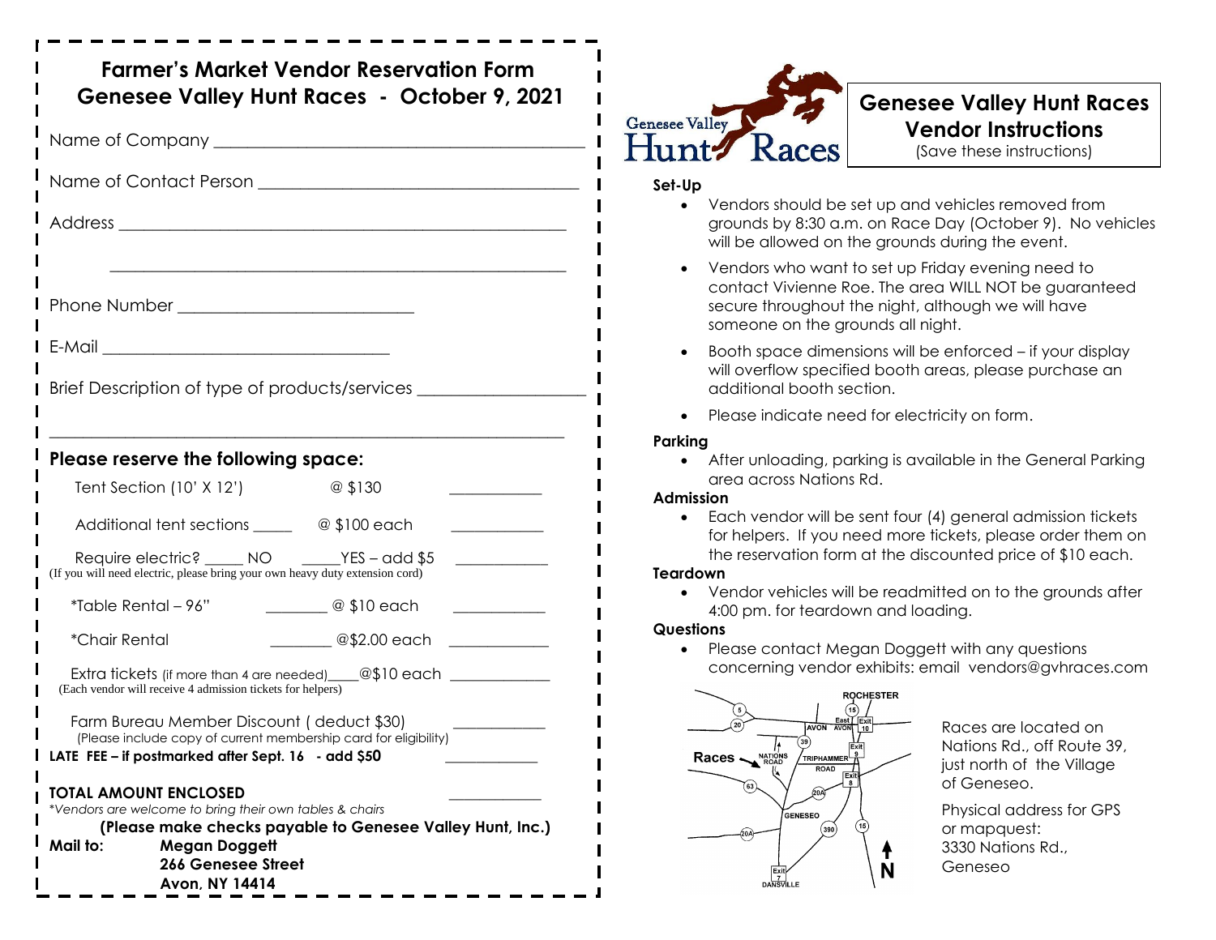# Farmer's Market Vendor Reservation Form
# Genesee Valley Hunt Races - October 9, 2021

Name of Company ___________________________________________

Name of Contact Person ______________________________________

Address ___________________________________________________

___________________________________________________

Phone Number ___________________________

E-Mail _________________________________

Brief Description of type of products/services ___________________

___________________________________________________________

## Please reserve the following space:

| | | |
|---|---|---|
| Tent Section (10' X 12') | @ $130 | ___________ |
| Additional tent sections _____ | @ $100 each | ___________ |
| Require electric? _____ NO | _____YES – add $5 | ___________ |

(If you will need electric, please bring your own heavy duty extension cord)

| | | |
|---|---|---|
| *Table Rental – 96" | ________ @ $10 each | ___________ |
| *Chair Rental | ________ @$2.00 each | ___________ |
| Extra tickets (if more than 4 are needed) | ____@$10 each | ___________ |

(Each vendor will receive 4 admission tickets for helpers)

Farm Bureau Member Discount ( deduct $30) ___________
(Please include copy of current membership card for eligibility)

**LATE FEE – if postmarked after Sept. 16 - add $50** ___________

**TOTAL AMOUNT ENCLOSED** ___________

*Vendors are welcome to bring their own tables & chairs*

**(Please make checks payable to Genesee Valley Hunt, Inc.)**

**Mail to:** **Megan Doggett**
**266 Genesee Street**
**Avon, NY 14414**

---

Genesee Valley Hunt Races

# Genesee Valley Hunt Races Vendor Instructions

(Save these instructions)

**Set-Up**

- Vendors should be set up and vehicles removed from grounds by 8:30 a.m. on Race Day (October 9). No vehicles will be allowed on the grounds during the event.
- Vendors who want to set up Friday evening need to contact Vivienne Roe. The area WILL NOT be guaranteed secure throughout the night, although we will have someone on the grounds all night.
- Booth space dimensions will be enforced – if your display will overflow specified booth areas, please purchase an additional booth section.
- Please indicate need for electricity on form.

**Parking**

- After unloading, parking is available in the General Parking area across Nations Rd.

**Admission**

- Each vendor will be sent four (4) general admission tickets for helpers. If you need more tickets, please order them on the reservation form at the discounted price of $10 each.

**Teardown**

- Vendor vehicles will be readmitted on to the grounds after 4:00 pm. for teardown and loading.

**Questions**

- Please contact Megan Doggett with any questions concerning vendor exhibits: email vendors@gvhraces.com

ROCHESTER
15
5
20
AVON
East AVON
Exit 10
39
Exit 9
Races
NATIONS ROAD
TRIPHAMMER ROAD
Exit 8
63
20A
GENESEO
390
15
20A
Exit 7
DANSVILLE
N

Races are located on Nations Rd., off Route 39, just north of the Village of Geneseo.

Physical address for GPS or mapquest:
3330 Nations Rd.,
Geneseo